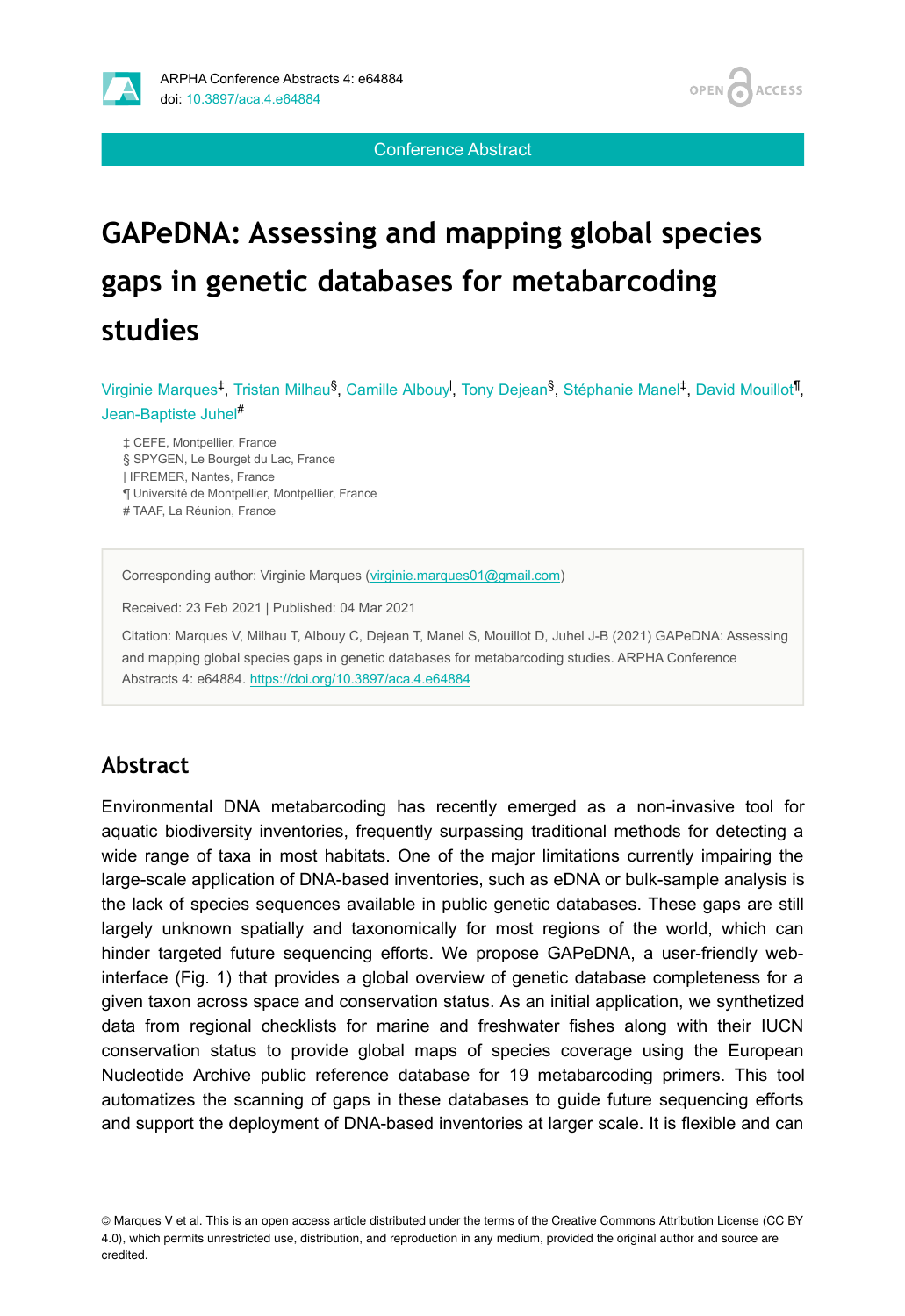Conference Abstract

# GAPeDNA: Assessing and mapping global species gaps in genetic databases for metabarcoding studies

Virginie Marques[‡], Tristan Milhau[§], Camille Albouy[|], Tony Dejean[§], Stéphanie Manel[‡], David Mouillot[¶], Jean-Baptiste Juhel[#]

‡ CEFE, Montpellier, France
§ SPYGEN, Le Bourget du Lac, France
| IFREMER, Nantes, France
¶ Université de Montpellier, Montpellier, France
# TAAF, La Réunion, France

Corresponding author: Virginie Marques (virginie.marques01@gmail.com)

Received: 23 Feb 2021 | Published: 04 Mar 2021

Citation: Marques V, Milhau T, Albouy C, Dejean T, Manel S, Mouillot D, Juhel J-B (2021) GAPeDNA: Assessing and mapping global species gaps in genetic databases for metabarcoding studies. ARPHA Conference Abstracts 4: e64884. https://doi.org/10.3897/aca.4.e64884

## Abstract

Environmental DNA metabarcoding has recently emerged as a non-invasive tool for aquatic biodiversity inventories, frequently surpassing traditional methods for detecting a wide range of taxa in most habitats. One of the major limitations currently impairing the large-scale application of DNA-based inventories, such as eDNA or bulk-sample analysis is the lack of species sequences available in public genetic databases. These gaps are still largely unknown spatially and taxonomically for most regions of the world, which can hinder targeted future sequencing efforts. We propose GAPeDNA, a user-friendly web-interface (Fig. 1) that provides a global overview of genetic database completeness for a given taxon across space and conservation status. As an initial application, we synthetized data from regional checklists for marine and freshwater fishes along with their IUCN conservation status to provide global maps of species coverage using the European Nucleotide Archive public reference database for 19 metabarcoding primers. This tool automatizes the scanning of gaps in these databases to guide future sequencing efforts and support the deployment of DNA-based inventories at larger scale. It is flexible and can

© Marques V et al. This is an open access article distributed under the terms of the Creative Commons Attribution License (CC BY 4.0), which permits unrestricted use, distribution, and reproduction in any medium, provided the original author and source are credited.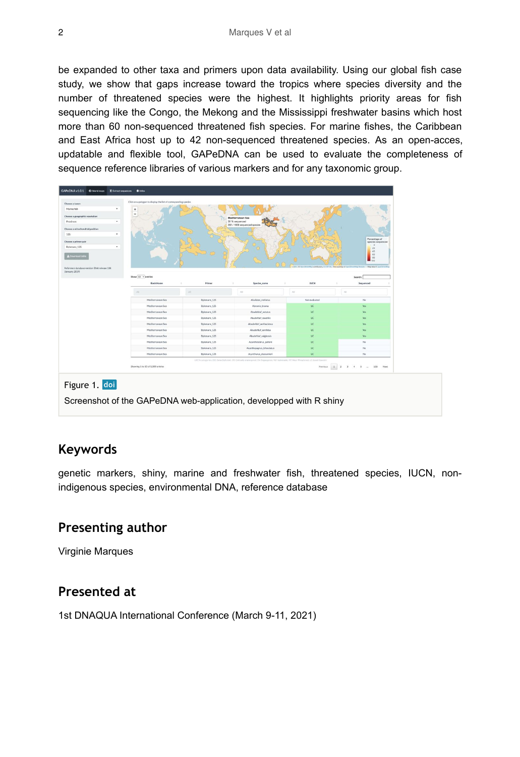be expanded to other taxa and primers upon data availability. Using our global fish case study, we show that gaps increase toward the tropics where species diversity and the number of threatened species were the highest. It highlights priority areas for fish sequencing like the Congo, the Mekong and the Mississippi freshwater basins which host more than 60 non-sequenced threatened fish species. For marine fishes, the Caribbean and East Africa host up to 42 non-sequenced threatened species. As an open-acces, updatable and flexible tool, GAPeDNA can be used to evaluate the completeness of sequence reference libraries of various markers and for any taxonomic group.

Figure 1. doi

Screenshot of the GAPeDNA web-application, developped with R shiny

## Keywords

genetic markers, shiny, marine and freshwater fish, threatened species, IUCN, non-indigenous species, environmental DNA, reference database

## Presenting author

Virginie Marques

## Presented at

1st DNAQUA International Conference (March 9-11, 2021)